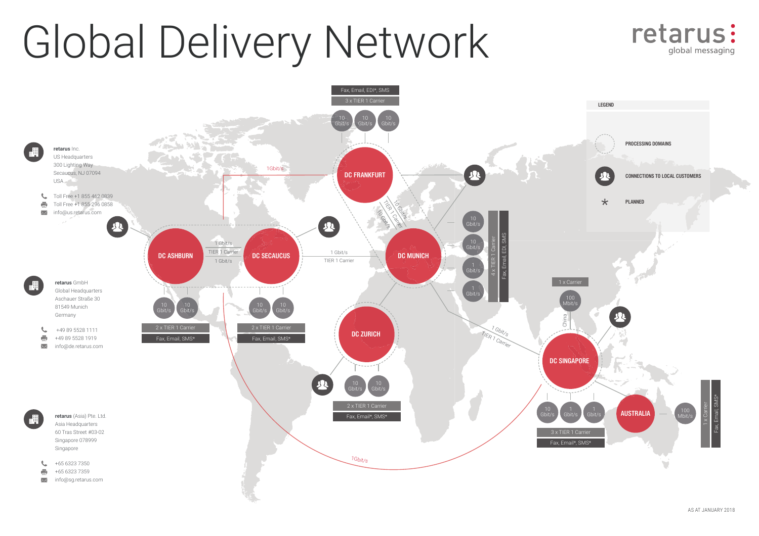# Global Delivery Network

retarus global messaging

**retarus** Inc.
US Headquarters
300 Lighting Way
Secaucus, NJ 07094
USA

Toll Free +1 855 462 0839
Toll Free +1 855 296 0858
info@us.retarus.com

**retarus** GmbH
Global Headquarters
Aschauer Straße 30
81549 Munich
Germany

+49 89 5528 1111
+49 89 5528 1919
info@de.retarus.com

**retarus** (Asia) Pte. Ltd.
Asia Headquarters
60 Tras Street #03-02
Singapore 078999
Singapore

+65 6323 7350
+65 6323 7359
info@sg.retarus.com

**LEGEND**

- PROCESSING DOMAINS
- CONNECTIONS TO LOCAL CUSTOMERS
- \* PLANNED

**DC FRANKFURT**
Fax, Email, EDI*, SMS
3 x TIER 1 Carrier
10 Gbit/s | 10 Gbit/s | 10 Gbit/s

**DC ASHBURN**
10 Gbit/s | 10 Gbit/s
2 x TIER 1 Carrier
Fax, Email, SMS*

**DC SECAUCUS**
10 Gbit/s | 10 Gbit/s
2 x TIER 1 Carrier
Fax, Email, SMS*

**DC MUNICH**
10 Gbit/s | 10 Gbit/s | 1 Gbit/s | 1 Gbit/s
4 x TIER 1 Carrier
Fax, Email, EDI, SMS

**DC ZURICH**
10 Gbit/s | 10 Gbit/s
2 x TIER 1 Carrier
Fax, Email*, SMS*

**DC SINGAPORE**
China: 100 Mbit/s, 1 x Carrier
10 Gbit/s | 1 Gbit/s | 1 Gbit/s
3 x TIER 1 Carrier
Fax, Email*, SMS*

**AUSTRALIA**
100 Mbit/s
1 x Carrier
Fax, Email, SMS*

Connections:
- DC Ashburn – DC Secaucus: 1 Gbit/s, TIER 1 Carrier, 1 Gbit/s
- DC Secaucus – DC Munich: 1 Gbit/s, TIER 1 Carrier
- DC Frankfurt – DC Munich: 10 Gbit/s, TIER 1 Carrier, 10 Gbit/s
- DC Frankfurt – US: 1Gbit/s
- DC Munich – DC Singapore: 1 Gbit/s, TIER 1 Carrier
- US – DC Singapore: 1Gbit/s

AS AT JANUARY 2018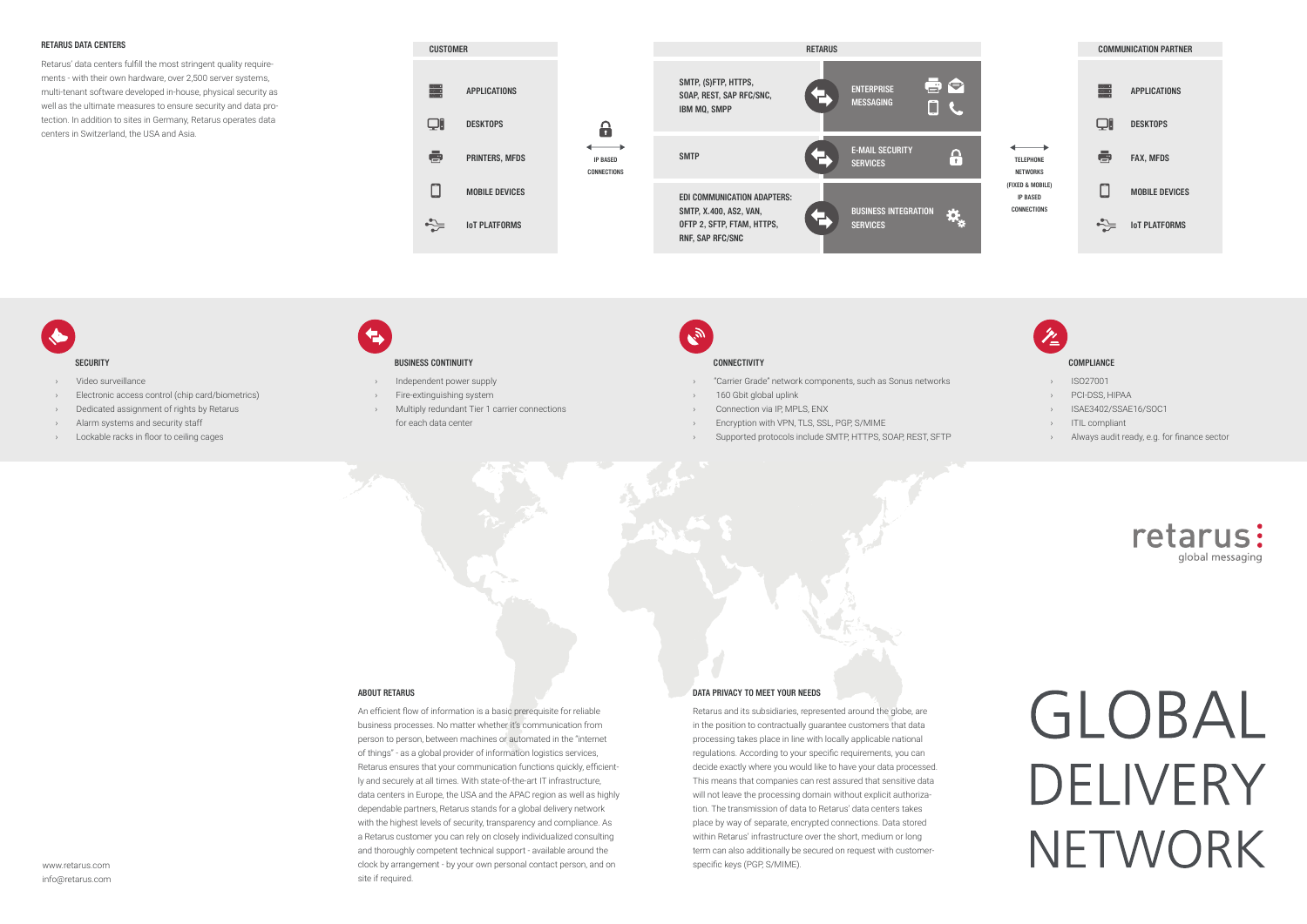## RETARUS DATA CENTERS

Retarus' data centers fulfill the most stringent quality requirements - with their own hardware, over 2,500 server systems, multi-tenant software developed in-house, physical security as well as the ultimate measures to ensure security and data protection. In addition to sites in Germany, Retarus operates data centers in Switzerland, the USA and Asia.

### CUSTOMER

- APPLICATIONS
- DESKTOPS
- PRINTERS, MFDS
- MOBILE DEVICES
- IoT PLATFORMS

IP BASED CONNECTIONS

### RETARUS

- SMTP, (S)FTP, HTTPS, SOAP, REST, SAP RFC/SNC, IBM MQ, SMPP — ENTERPRISE MESSAGING
- SMTP — E-MAIL SECURITY SERVICES
- EDI COMMUNICATION ADAPTERS: SMTP, X.400, AS2, VAN, OFTP 2, SFTP, FTAM, HTTPS, RNF, SAP RFC/SNC — BUSINESS INTEGRATION SERVICES

TELEPHONE NETWORKS (FIXED & MOBILE) IP BASED CONNECTIONS

### COMMUNICATION PARTNER

- APPLICATIONS
- DESKTOPS
- FAX, MFDS
- MOBILE DEVICES
- IoT PLATFORMS

### SECURITY

- Video surveillance
- Electronic access control (chip card/biometrics)
- Dedicated assignment of rights by Retarus
- Alarm systems and security staff
- Lockable racks in floor to ceiling cages

### BUSINESS CONTINUITY

- Independent power supply
- Fire-extinguishing system
- Multiply redundant Tier 1 carrier connections for each data center

### CONNECTIVITY

- "Carrier Grade" network components, such as Sonus networks
- 160 Gbit global uplink
- Connection via IP, MPLS, ENX
- Encryption with VPN, TLS, SSL, PGP, S/MIME
- Supported protocols include SMTP, HTTPS, SOAP, REST, SFTP

### COMPLIANCE

- ISO27001
- PCI-DSS, HIPAA
- ISAE3402/SSAE16/SOC1
- ITIL compliant
- Always audit ready, e.g. for finance sector

retarus global messaging

### ABOUT RETARUS

An efficient flow of information is a basic prerequisite for reliable business processes. No matter whether it's communication from person to person, between machines or automated in the "internet of things" - as a global provider of information logistics services, Retarus ensures that your communication functions quickly, efficiently and securely at all times. With state-of-the-art IT infrastructure, data centers in Europe, the USA and the APAC region as well as highly dependable partners, Retarus stands for a global delivery network with the highest levels of security, transparency and compliance. As a Retarus customer you can rely on closely individualized consulting and thoroughly competent technical support - available around the clock by arrangement - by your own personal contact person, and on site if required.

### DATA PRIVACY TO MEET YOUR NEEDS

Retarus and its subsidiaries, represented around the globe, are in the position to contractually guarantee customers that data processing takes place in line with locally applicable national regulations. According to your specific requirements, you can decide exactly where you would like to have your data processed. This means that companies can rest assured that sensitive data will not leave the processing domain without explicit authorization. The transmission of data to Retarus' data centers takes place by way of separate, encrypted connections. Data stored within Retarus' infrastructure over the short, medium or long term can also additionally be secured on request with customer-specific keys (PGP, S/MIME).

# GLOBAL DELIVERY NETWORK

www.retarus.com
info@retarus.com